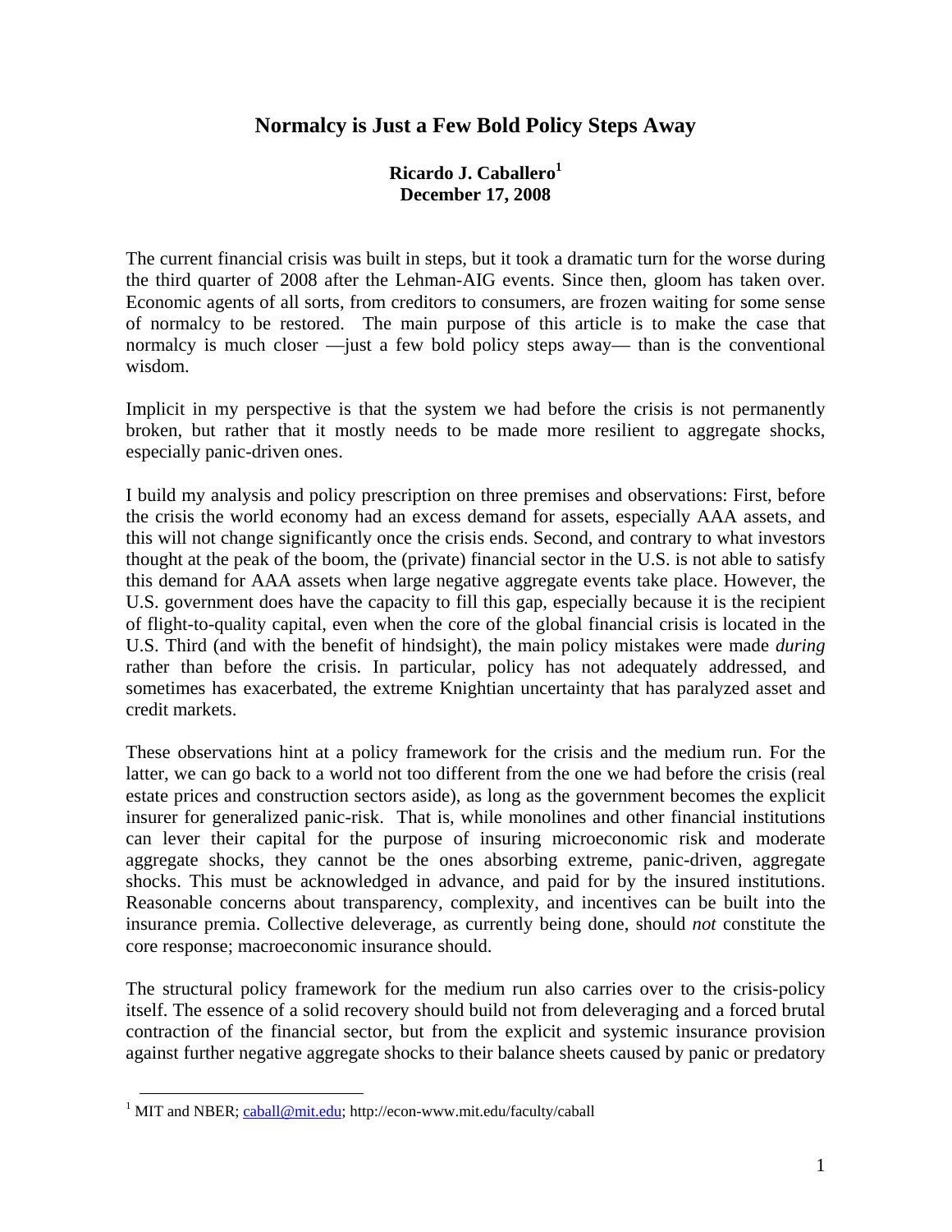# Normalcy is Just a Few Bold Policy Steps Away

**Ricardo J. Caballero[1]**
**December 17, 2008**

The current financial crisis was built in steps, but it took a dramatic turn for the worse during the third quarter of 2008 after the Lehman-AIG events. Since then, gloom has taken over. Economic agents of all sorts, from creditors to consumers, are frozen waiting for some sense of normalcy to be restored. The main purpose of this article is to make the case that normalcy is much closer —just a few bold policy steps away— than is the conventional wisdom.

Implicit in my perspective is that the system we had before the crisis is not permanently broken, but rather that it mostly needs to be made more resilient to aggregate shocks, especially panic-driven ones.

I build my analysis and policy prescription on three premises and observations: First, before the crisis the world economy had an excess demand for assets, especially AAA assets, and this will not change significantly once the crisis ends. Second, and contrary to what investors thought at the peak of the boom, the (private) financial sector in the U.S. is not able to satisfy this demand for AAA assets when large negative aggregate events take place. However, the U.S. government does have the capacity to fill this gap, especially because it is the recipient of flight-to-quality capital, even when the core of the global financial crisis is located in the U.S. Third (and with the benefit of hindsight), the main policy mistakes were made *during* rather than before the crisis. In particular, policy has not adequately addressed, and sometimes has exacerbated, the extreme Knightian uncertainty that has paralyzed asset and credit markets.

These observations hint at a policy framework for the crisis and the medium run. For the latter, we can go back to a world not too different from the one we had before the crisis (real estate prices and construction sectors aside), as long as the government becomes the explicit insurer for generalized panic-risk. That is, while monolines and other financial institutions can lever their capital for the purpose of insuring microeconomic risk and moderate aggregate shocks, they cannot be the ones absorbing extreme, panic-driven, aggregate shocks. This must be acknowledged in advance, and paid for by the insured institutions. Reasonable concerns about transparency, complexity, and incentives can be built into the insurance premia. Collective deleverage, as currently being done, should *not* constitute the core response; macroeconomic insurance should.

The structural policy framework for the medium run also carries over to the crisis-policy itself. The essence of a solid recovery should build not from deleveraging and a forced brutal contraction of the financial sector, but from the explicit and systemic insurance provision against further negative aggregate shocks to their balance sheets caused by panic or predatory

[1] MIT and NBER; caball@mit.edu; http://econ-www.mit.edu/faculty/caball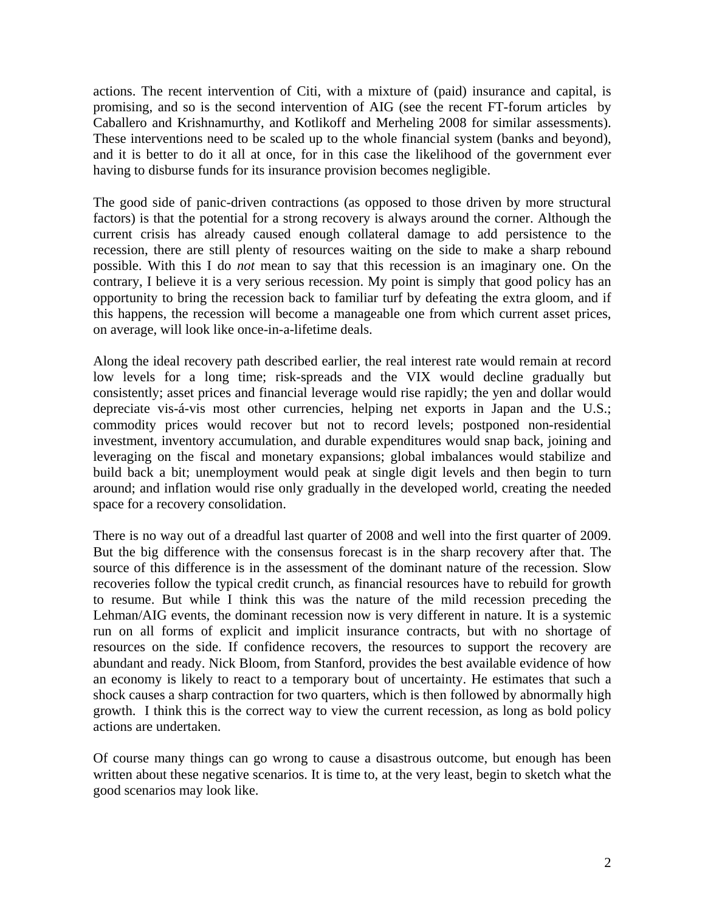actions. The recent intervention of Citi, with a mixture of (paid) insurance and capital, is promising, and so is the second intervention of AIG (see the recent FT-forum articles by Caballero and Krishnamurthy, and Kotlikoff and Merheling 2008 for similar assessments). These interventions need to be scaled up to the whole financial system (banks and beyond), and it is better to do it all at once, for in this case the likelihood of the government ever having to disburse funds for its insurance provision becomes negligible.

The good side of panic-driven contractions (as opposed to those driven by more structural factors) is that the potential for a strong recovery is always around the corner. Although the current crisis has already caused enough collateral damage to add persistence to the recession, there are still plenty of resources waiting on the side to make a sharp rebound possible. With this I do *not* mean to say that this recession is an imaginary one. On the contrary, I believe it is a very serious recession. My point is simply that good policy has an opportunity to bring the recession back to familiar turf by defeating the extra gloom, and if this happens, the recession will become a manageable one from which current asset prices, on average, will look like once-in-a-lifetime deals.

Along the ideal recovery path described earlier, the real interest rate would remain at record low levels for a long time; risk-spreads and the VIX would decline gradually but consistently; asset prices and financial leverage would rise rapidly; the yen and dollar would depreciate vis-á-vis most other currencies, helping net exports in Japan and the U.S.; commodity prices would recover but not to record levels; postponed non-residential investment, inventory accumulation, and durable expenditures would snap back, joining and leveraging on the fiscal and monetary expansions; global imbalances would stabilize and build back a bit; unemployment would peak at single digit levels and then begin to turn around; and inflation would rise only gradually in the developed world, creating the needed space for a recovery consolidation.

There is no way out of a dreadful last quarter of 2008 and well into the first quarter of 2009. But the big difference with the consensus forecast is in the sharp recovery after that. The source of this difference is in the assessment of the dominant nature of the recession. Slow recoveries follow the typical credit crunch, as financial resources have to rebuild for growth to resume. But while I think this was the nature of the mild recession preceding the Lehman/AIG events, the dominant recession now is very different in nature. It is a systemic run on all forms of explicit and implicit insurance contracts, but with no shortage of resources on the side. If confidence recovers, the resources to support the recovery are abundant and ready. Nick Bloom, from Stanford, provides the best available evidence of how an economy is likely to react to a temporary bout of uncertainty. He estimates that such a shock causes a sharp contraction for two quarters, which is then followed by abnormally high growth. I think this is the correct way to view the current recession, as long as bold policy actions are undertaken.

Of course many things can go wrong to cause a disastrous outcome, but enough has been written about these negative scenarios. It is time to, at the very least, begin to sketch what the good scenarios may look like.